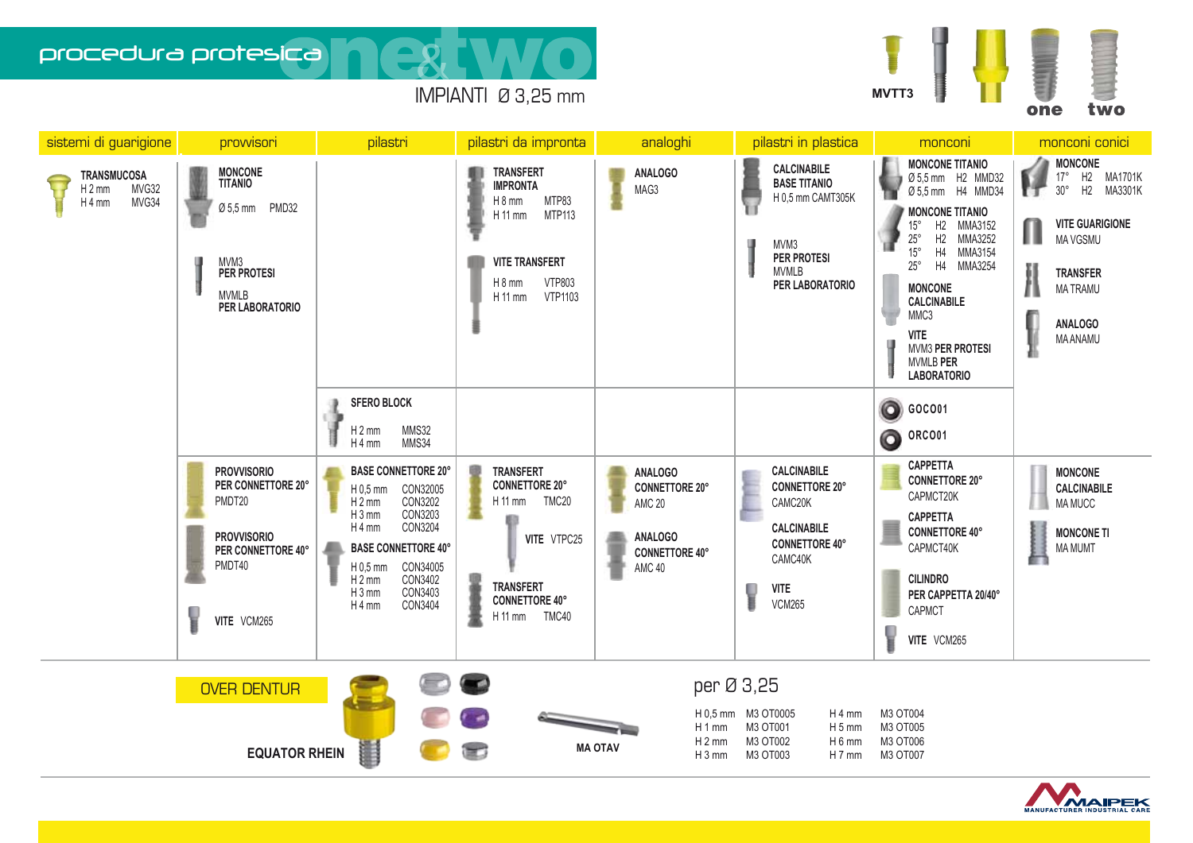# procedura protesica one&two

## IMPIANTI Ø 3,25 mm

MVTT3 — one — two

| sistemi di guarigione | provvisori | pilastri | pilastri da impronta | analoghi | pilastri in plastica | monconi | monconi conici |
|---|---|---|---|---|---|---|---|
| **TRANSMUCOSA**<br>H 2 mm MVG32<br>H 4 mm MVG34 | **MONCONE TITANIO**<br>Ø 5,5 mm PMD32<br><br>MVM3 **PER PROTESI**<br>MVMLB **PER LABORATORIO** | | **TRANSFERT IMPRONTA**<br>H 8 mm MTP83<br>H 11 mm MTP113<br><br>**VITE TRANSFERT**<br>H 8 mm VTP803<br>H 11 mm VTP1103 | **ANALOGO**<br>MAG3 | **CALCINABILE BASE TITANIO**<br>H 0,5 mm CAMT305K<br><br>MVM3 **PER PROTESI**<br>MVMLB **PER LABORATORIO** | **MONCONE TITANIO**<br>Ø 5,5 mm H2 MMD32<br>Ø 5,5 mm H4 MMD34<br><br>**MONCONE TITANIO**<br>15° H2 MMA3152<br>25° H2 MMA3252<br>15° H4 MMA3154<br>25° H4 MMA3254<br><br>**MONCONE CALCINABILE**<br>MMC3<br><br>**VITE**<br>MVM3 **PER PROTESI**<br>MVMLB **PER LABORATORIO** | **MONCONE**<br>17° H2 MA1701K<br>30° H2 MA3301K<br><br>**VITE GUARIGIONE**<br>MA VGSMU<br><br>**TRANSFER**<br>MA TRAMU<br><br>**ANALOGO**<br>MA ANAMU |
| | | **SFERO BLOCK**<br>H 2 mm MMS32<br>H 4 mm MMS34 | | | | **GOC001**<br>**ORC001** | |
| | **PROVVISORIO PER CONNETTORE 20°**<br>PMDT20<br><br>**PROVVISORIO PER CONNETTORE 40°**<br>PMDT40<br><br>**VITE** VCM265 | **BASE CONNETTORE 20°**<br>H 0,5 mm CON32005<br>H 2 mm CON3202<br>H 3 mm CON3203<br>H 4 mm CON3204<br><br>**BASE CONNETTORE 40°**<br>H 0,5 mm CON34005<br>H 2 mm CON3402<br>H 3 mm CON3403<br>H 4 mm CON3404 | **TRANSFERT CONNETTORE 20°**<br>H 11 mm TMC20<br><br>**VITE** VTPC25<br><br>**TRANSFERT CONNETTORE 40°**<br>H 11 mm TMC40 | **ANALOGO CONNETTORE 20°**<br>AMC 20<br><br>**ANALOGO CONNETTORE 40°**<br>AMC 40 | **CALCINABILE CONNETTORE 20°**<br>CAMC20K<br><br>**CALCINABILE CONNETTORE 40°**<br>CAMC40K<br><br>**VITE**<br>VCM265 | **CAPPETTA CONNETTORE 20°**<br>CAPMCT20K<br><br>**CAPPETTA CONNETTORE 40°**<br>CAPMCT40K<br><br>**CILINDRO PER CAPPETTA 20/40°**<br>CAPMCT<br><br>**VITE** VCM265 | **MONCONE CALCINABILE**<br>MA MUCC<br><br>**MONCONE TI**<br>MA MUMT |

## OVER DENTUR

**EQUATOR RHEIN**

**MA OTAV**

### per Ø 3,25

| | | | |
|---|---|---|---|
| H 0,5 mm | M3 OT0005 | H 4 mm | M3 OT004 |
| H 1 mm | M3 OT001 | H 5 mm | M3 OT005 |
| H 2 mm | M3 OT002 | H 6 mm | M3 OT006 |
| H 3 mm | M3 OT003 | H 7 mm | M3 OT007 |

MAIPEK MANUFACTURER INDUSTRIAL CARE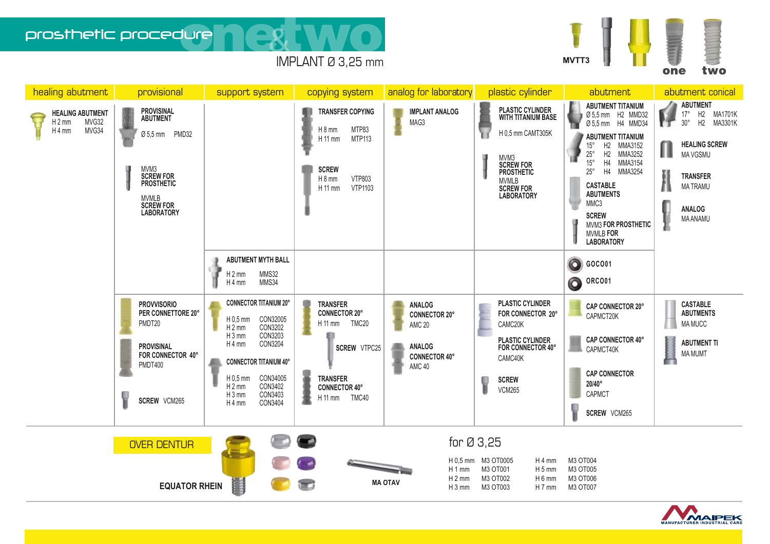# prosthetic procedure one & two

## IMPLANT Ø 3,25 mm

MVTT3 — one — two

| healing abutment | provisional | support system | copying system | analog for laboratory | plastic cylinder | abutment | abutment conical |
|---|---|---|---|---|---|---|---|
| **HEALING ABUTMENT**<br>H 2 mm MVG32<br>H 4 mm MVG34 | **PROVISINAL ABUTMENT**<br>Ø 5,5 mm PMD32<br><br>MVM3 **SCREW FOR PROSTHETIC**<br>MVMLB **SCREW FOR LABORATORY** | | **TRANSFER COPYING**<br>H 8 mm MTP83<br>H 11 mm MTP113<br><br>**SCREW**<br>H 8 mm VTP803<br>H 11 mm VTP1103 | **IMPLANT ANALOG**<br>MAG3 | **PLASTIC CYLINDER WITH TITANIUM BASE**<br>H 0,5 mm CAMT305K<br><br>MVM3 **SCREW FOR PROSTHETIC**<br>MVMLB **SCREW FOR LABORATORY** | **ABUTMENT TITANIUM**<br>Ø 5,5 mm H2 MMD32<br>Ø 5,5 mm H4 MMD34<br><br>**ABUTMENT TITANIUM**<br>15° H2 MMA3152<br>25° H2 MMA3252<br>15° H4 MMA3154<br>25° H4 MMA3254<br><br>**CASTABLE ABUTMENTS**<br>MMC3<br><br>**SCREW**<br>MVM3 **FOR PROSTHETIC**<br>MVMLB **FOR LABORATORY** | **ABUTMENT**<br>17° H2 MA1701K<br>30° H2 MA3301K<br><br>**HEALING SCREW**<br>MA VGSMU<br><br>**TRANSFER**<br>MA TRAMU<br><br>**ANALOG**<br>MA ANAMU |
| | | **ABUTMENT MYTH BALL**<br>H 2 mm MMS32<br>H 4 mm MMS34 | | | | **GOC001**<br>**ORC001** | |
| | **PROVVISORIO PER CONNETTORE 20°**<br>PMDT20<br><br>**PROVISINAL FOR CONNECTOR 40°**<br>PMDT400<br><br>**SCREW** VCM265 | **CONNECTOR TITANIUM 20°**<br>H 0,5 mm CON32005<br>H 2 mm CON3202<br>H 3 mm CON3203<br>H 4 mm CON3204<br><br>**CONNECTOR TITANIUM 40°**<br>H 0,5 mm CON34005<br>H 2 mm CON3402<br>H 3 mm CON3403<br>H 4 mm CON3404 | **TRANSFER CONNECTOR 20°**<br>H 11 mm TMC20<br><br>**SCREW** VTPC25<br><br>**TRANSFER CONNECTOR 40°**<br>H 11 mm TMC40 | **ANALOG CONNECTOR 20°**<br>AMC 20<br><br>**ANALOG CONNECTOR 40°**<br>AMC 40 | **PLASTIC CYLINDER FOR CONNECTOR 20°**<br>CAMC20K<br><br>**PLASTIC CYLINDER FOR CONNECTOR 40°**<br>CAMC40K<br><br>**SCREW**<br>VCM265 | **CAP CONNECTOR 20°**<br>CAPMCT20K<br><br>**CAP CONNECTOR 40°**<br>CAPMCT40K<br><br>**CAP CONNECTOR 20/40°**<br>CAPMCT<br><br>**SCREW** VCM265 | **CASTABLE ABUTMENTS**<br>MA MUCC<br><br>**ABUTMENT TI**<br>MA MUMT |

### OVER DENTUR

**EQUATOR RHEIN**

**MA OTAV**

for Ø 3,25

| | | | |
|---|---|---|---|
| H 0,5 mm | M3 OT0005 | H 4 mm | M3 OT004 |
| H 1 mm | M3 OT001 | H 5 mm | M3 OT005 |
| H 2 mm | M3 OT002 | H 6 mm | M3 OT006 |
| H 3 mm | M3 OT003 | H 7 mm | M3 OT007 |

MAIPEK — MANUFACTURER INDUSTRIAL CARE